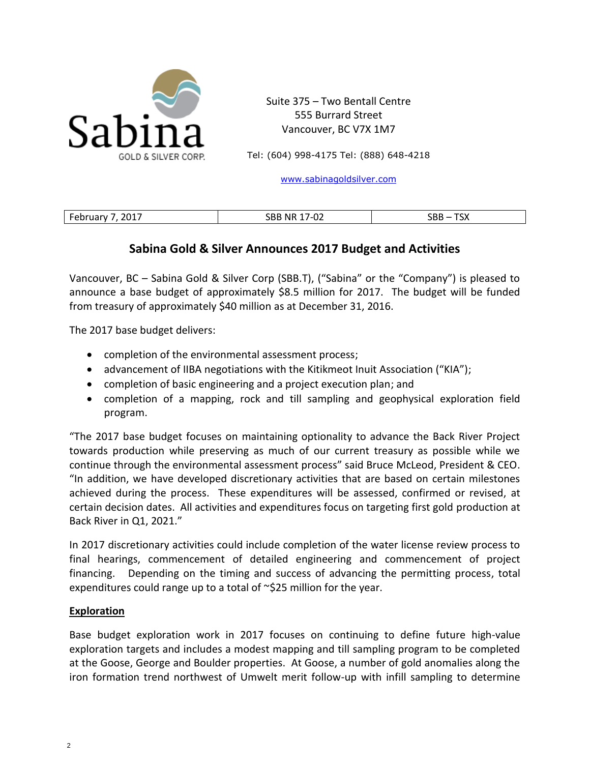Sabina GOLD & SILVER CORP.

Suite 375 – Two Bentall Centre
555 Burrard Street
Vancouver, BC V7X 1M7

Tel: (604) 998-4175 Tel: (888) 648-4218

www.sabinagoldsilver.com

| February 7, 2017 | SBB NR 17-02 | SBB – TSX |
|---|---|---|

# Sabina Gold & Silver Announces 2017 Budget and Activities

Vancouver, BC – Sabina Gold & Silver Corp (SBB.T), ("Sabina" or the "Company") is pleased to announce a base budget of approximately $8.5 million for 2017. The budget will be funded from treasury of approximately $40 million as at December 31, 2016.

The 2017 base budget delivers:

- completion of the environmental assessment process;
- advancement of IIBA negotiations with the Kitikmeot Inuit Association ("KIA");
- completion of basic engineering and a project execution plan; and
- completion of a mapping, rock and till sampling and geophysical exploration field program.

"The 2017 base budget focuses on maintaining optionality to advance the Back River Project towards production while preserving as much of our current treasury as possible while we continue through the environmental assessment process" said Bruce McLeod, President & CEO. "In addition, we have developed discretionary activities that are based on certain milestones achieved during the process. These expenditures will be assessed, confirmed or revised, at certain decision dates. All activities and expenditures focus on targeting first gold production at Back River in Q1, 2021."

In 2017 discretionary activities could include completion of the water license review process to final hearings, commencement of detailed engineering and commencement of project financing. Depending on the timing and success of advancing the permitting process, total expenditures could range up to a total of ~$25 million for the year.

## Exploration

Base budget exploration work in 2017 focuses on continuing to define future high-value exploration targets and includes a modest mapping and till sampling program to be completed at the Goose, George and Boulder properties. At Goose, a number of gold anomalies along the iron formation trend northwest of Umwelt merit follow-up with infill sampling to determine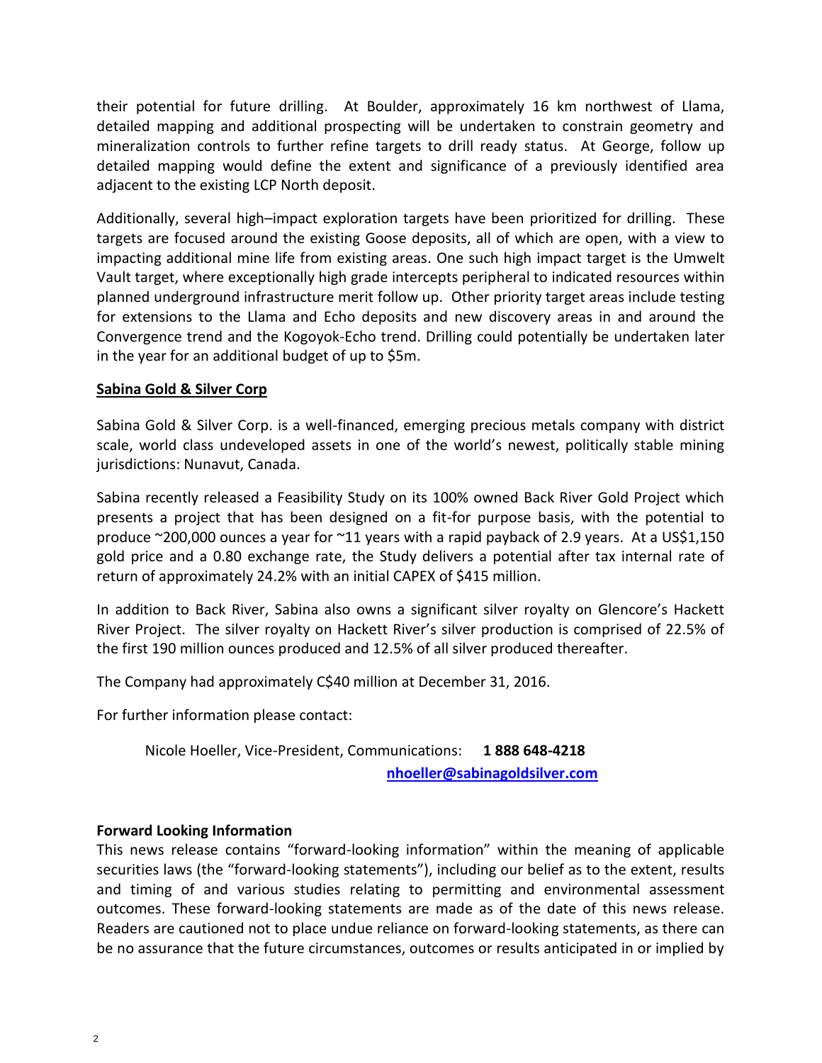their potential for future drilling. At Boulder, approximately 16 km northwest of Llama, detailed mapping and additional prospecting will be undertaken to constrain geometry and mineralization controls to further refine targets to drill ready status. At George, follow up detailed mapping would define the extent and significance of a previously identified area adjacent to the existing LCP North deposit.

Additionally, several high–impact exploration targets have been prioritized for drilling. These targets are focused around the existing Goose deposits, all of which are open, with a view to impacting additional mine life from existing areas. One such high impact target is the Umwelt Vault target, where exceptionally high grade intercepts peripheral to indicated resources within planned underground infrastructure merit follow up. Other priority target areas include testing for extensions to the Llama and Echo deposits and new discovery areas in and around the Convergence trend and the Kogoyok-Echo trend. Drilling could potentially be undertaken later in the year for an additional budget of up to $5m.

## Sabina Gold & Silver Corp

Sabina Gold & Silver Corp. is a well-financed, emerging precious metals company with district scale, world class undeveloped assets in one of the world's newest, politically stable mining jurisdictions: Nunavut, Canada.

Sabina recently released a Feasibility Study on its 100% owned Back River Gold Project which presents a project that has been designed on a fit-for purpose basis, with the potential to produce ~200,000 ounces a year for ~11 years with a rapid payback of 2.9 years. At a US$1,150 gold price and a 0.80 exchange rate, the Study delivers a potential after tax internal rate of return of approximately 24.2% with an initial CAPEX of $415 million.

In addition to Back River, Sabina also owns a significant silver royalty on Glencore's Hackett River Project. The silver royalty on Hackett River's silver production is comprised of 22.5% of the first 190 million ounces produced and 12.5% of all silver produced thereafter.

The Company had approximately C$40 million at December 31, 2016.

For further information please contact:

Nicole Hoeller, Vice-President, Communications: **1 888 648-4218**
**nhoeller@sabinagoldsilver.com**

**Forward Looking Information**

This news release contains "forward-looking information" within the meaning of applicable securities laws (the "forward-looking statements"), including our belief as to the extent, results and timing of and various studies relating to permitting and environmental assessment outcomes. These forward-looking statements are made as of the date of this news release. Readers are cautioned not to place undue reliance on forward-looking statements, as there can be no assurance that the future circumstances, outcomes or results anticipated in or implied by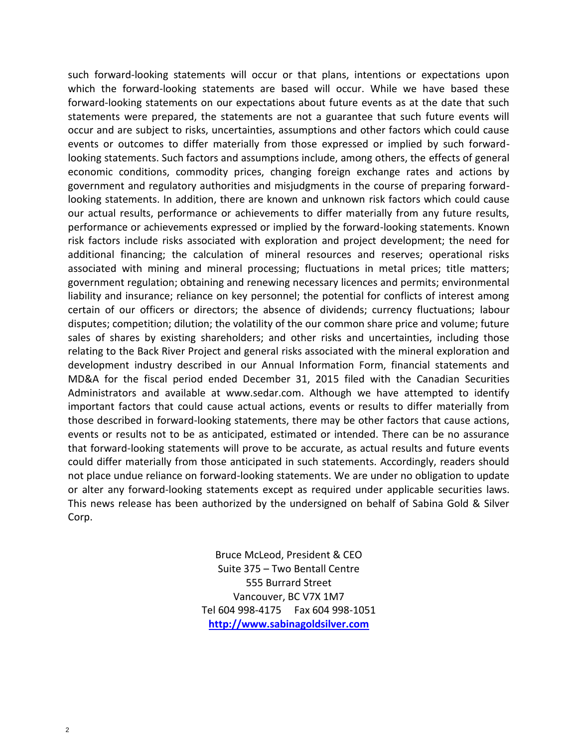such forward-looking statements will occur or that plans, intentions or expectations upon which the forward-looking statements are based will occur. While we have based these forward-looking statements on our expectations about future events as at the date that such statements were prepared, the statements are not a guarantee that such future events will occur and are subject to risks, uncertainties, assumptions and other factors which could cause events or outcomes to differ materially from those expressed or implied by such forward-looking statements. Such factors and assumptions include, among others, the effects of general economic conditions, commodity prices, changing foreign exchange rates and actions by government and regulatory authorities and misjudgments in the course of preparing forward-looking statements. In addition, there are known and unknown risk factors which could cause our actual results, performance or achievements to differ materially from any future results, performance or achievements expressed or implied by the forward-looking statements. Known risk factors include risks associated with exploration and project development; the need for additional financing; the calculation of mineral resources and reserves; operational risks associated with mining and mineral processing; fluctuations in metal prices; title matters; government regulation; obtaining and renewing necessary licences and permits; environmental liability and insurance; reliance on key personnel; the potential for conflicts of interest among certain of our officers or directors; the absence of dividends; currency fluctuations; labour disputes; competition; dilution; the volatility of the our common share price and volume; future sales of shares by existing shareholders; and other risks and uncertainties, including those relating to the Back River Project and general risks associated with the mineral exploration and development industry described in our Annual Information Form, financial statements and MD&A for the fiscal period ended December 31, 2015 filed with the Canadian Securities Administrators and available at www.sedar.com. Although we have attempted to identify important factors that could cause actual actions, events or results to differ materially from those described in forward-looking statements, there may be other factors that cause actions, events or results not to be as anticipated, estimated or intended. There can be no assurance that forward-looking statements will prove to be accurate, as actual results and future events could differ materially from those anticipated in such statements. Accordingly, readers should not place undue reliance on forward-looking statements. We are under no obligation to update or alter any forward-looking statements except as required under applicable securities laws. This news release has been authorized by the undersigned on behalf of Sabina Gold & Silver Corp.

Bruce McLeod, President & CEO
Suite 375 – Two Bentall Centre
555 Burrard Street
Vancouver, BC V7X 1M7
Tel 604 998-4175 Fax 604 998-1051
**http://www.sabinagoldsilver.com**